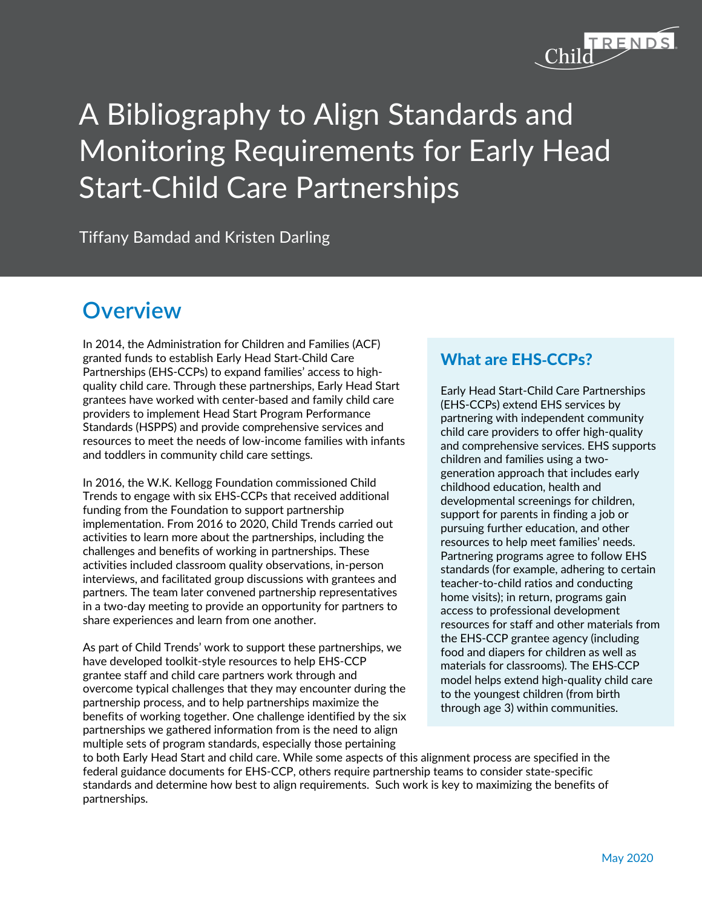# A Bibliography to Align Standards and Monitoring Requirements for Early Head Start-Child Care Partnerships

Tiffany Bamdad and Kristen Darling

## Overview

In 2014, the Administration for Children and Families (ACF) granted funds to establish Early Head Start-Child Care Partnerships (EHS-CCPs) to expand families' access to high-quality child care. Through these partnerships, Early Head Start grantees have worked with center-based and family child care providers to implement Head Start Program Performance Standards (HSPPS) and provide comprehensive services and resources to meet the needs of low-income families with infants and toddlers in community child care settings.

In 2016, the W.K. Kellogg Foundation commissioned Child Trends to engage with six EHS-CCPs that received additional funding from the Foundation to support partnership implementation. From 2016 to 2020, Child Trends carried out activities to learn more about the partnerships, including the challenges and benefits of working in partnerships. These activities included classroom quality observations, in-person interviews, and facilitated group discussions with grantees and partners. The team later convened partnership representatives in a two-day meeting to provide an opportunity for partners to share experiences and learn from one another.

As part of Child Trends' work to support these partnerships, we have developed toolkit-style resources to help EHS-CCP grantee staff and child care partners work through and overcome typical challenges that they may encounter during the partnership process, and to help partnerships maximize the benefits of working together. One challenge identified by the six partnerships we gathered information from is the need to align multiple sets of program standards, especially those pertaining to both Early Head Start and child care. While some aspects of this alignment process are specified in the federal guidance documents for EHS-CCP, others require partnership teams to consider state-specific standards and determine how best to align requirements. Such work is key to maximizing the benefits of partnerships.

### What are EHS-CCPs?

Early Head Start-Child Care Partnerships (EHS-CCPs) extend EHS services by partnering with independent community child care providers to offer high-quality and comprehensive services. EHS supports children and families using a two-generation approach that includes early childhood education, health and developmental screenings for children, support for parents in finding a job or pursuing further education, and other resources to help meet families' needs. Partnering programs agree to follow EHS standards (for example, adhering to certain teacher-to-child ratios and conducting home visits); in return, programs gain access to professional development resources for staff and other materials from the EHS-CCP grantee agency (including food and diapers for children as well as materials for classrooms). The EHS-CCP model helps extend high-quality child care to the youngest children (from birth through age 3) within communities.

May 2020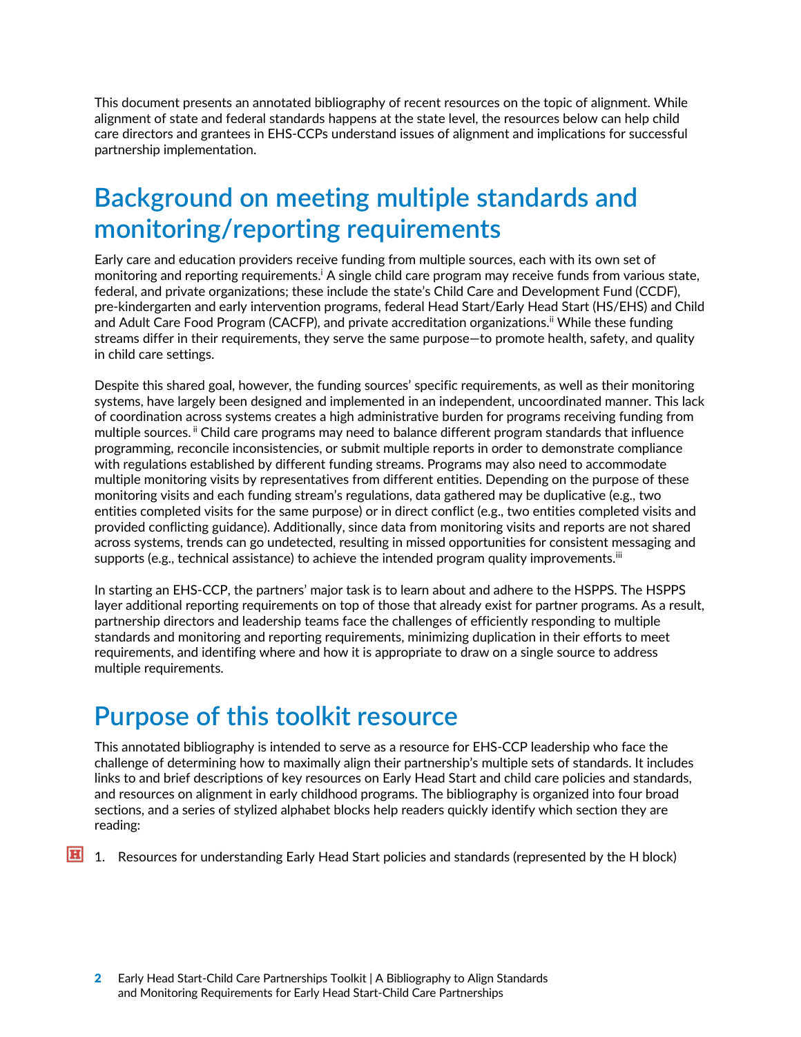This document presents an annotated bibliography of recent resources on the topic of alignment. While alignment of state and federal standards happens at the state level, the resources below can help child care directors and grantees in EHS-CCPs understand issues of alignment and implications for successful partnership implementation.

## Background on meeting multiple standards and monitoring/reporting requirements

Early care and education providers receive funding from multiple sources, each with its own set of monitoring and reporting requirements.[i] A single child care program may receive funds from various state, federal, and private organizations; these include the state's Child Care and Development Fund (CCDF), pre-kindergarten and early intervention programs, federal Head Start/Early Head Start (HS/EHS) and Child and Adult Care Food Program (CACFP), and private accreditation organizations.[ii] While these funding streams differ in their requirements, they serve the same purpose—to promote health, safety, and quality in child care settings.

Despite this shared goal, however, the funding sources' specific requirements, as well as their monitoring systems, have largely been designed and implemented in an independent, uncoordinated manner. This lack of coordination across systems creates a high administrative burden for programs receiving funding from multiple sources.[ii] Child care programs may need to balance different program standards that influence programming, reconcile inconsistencies, or submit multiple reports in order to demonstrate compliance with regulations established by different funding streams. Programs may also need to accommodate multiple monitoring visits by representatives from different entities. Depending on the purpose of these monitoring visits and each funding stream's regulations, data gathered may be duplicative (e.g., two entities completed visits for the same purpose) or in direct conflict (e.g., two entities completed visits and provided conflicting guidance). Additionally, since data from monitoring visits and reports are not shared across systems, trends can go undetected, resulting in missed opportunities for consistent messaging and supports (e.g., technical assistance) to achieve the intended program quality improvements.[iii]

In starting an EHS-CCP, the partners' major task is to learn about and adhere to the HSPPS. The HSPPS layer additional reporting requirements on top of those that already exist for partner programs. As a result, partnership directors and leadership teams face the challenges of efficiently responding to multiple standards and monitoring and reporting requirements, minimizing duplication in their efforts to meet requirements, and identifing where and how it is appropriate to draw on a single source to address multiple requirements.

## Purpose of this toolkit resource

This annotated bibliography is intended to serve as a resource for EHS-CCP leadership who face the challenge of determining how to maximally align their partnership's multiple sets of standards. It includes links to and brief descriptions of key resources on Early Head Start and child care policies and standards, and resources on alignment in early childhood programs. The bibliography is organized into four broad sections, and a series of stylized alphabet blocks help readers quickly identify which section they are reading:

1. Resources for understanding Early Head Start policies and standards (represented by the H block)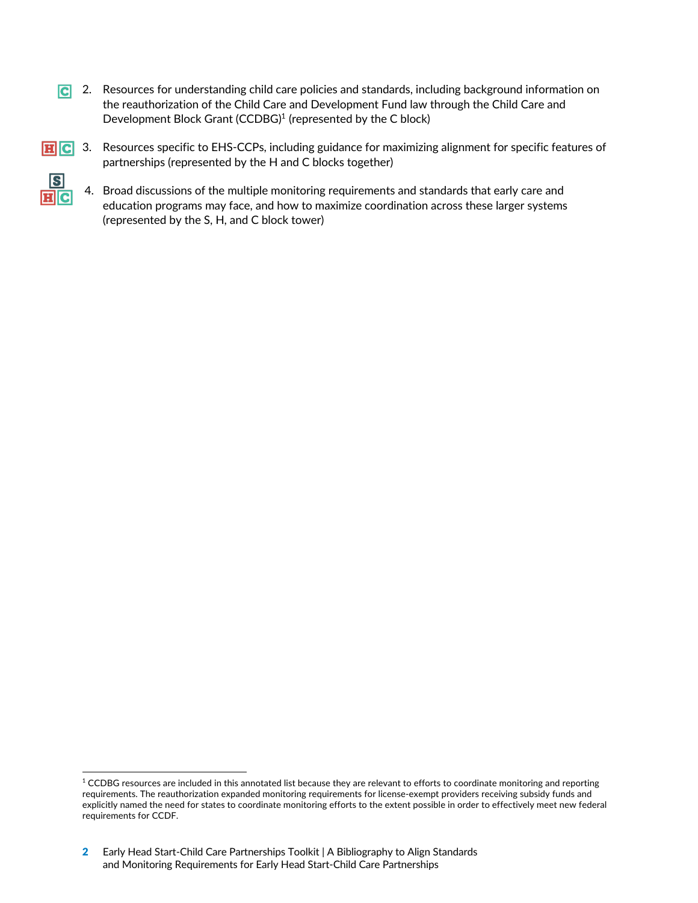2. Resources for understanding child care policies and standards, including background information on the reauthorization of the Child Care and Development Fund law through the Child Care and Development Block Grant (CCDBG)[1] (represented by the C block)

3. Resources specific to EHS-CCPs, including guidance for maximizing alignment for specific features of partnerships (represented by the H and C blocks together)

4. Broad discussions of the multiple monitoring requirements and standards that early care and education programs may face, and how to maximize coordination across these larger systems (represented by the S, H, and C block tower)

---

[1] CCDBG resources are included in this annotated list because they are relevant to efforts to coordinate monitoring and reporting requirements. The reauthorization expanded monitoring requirements for license-exempt providers receiving subsidy funds and explicitly named the need for states to coordinate monitoring efforts to the extent possible in order to effectively meet new federal requirements for CCDF.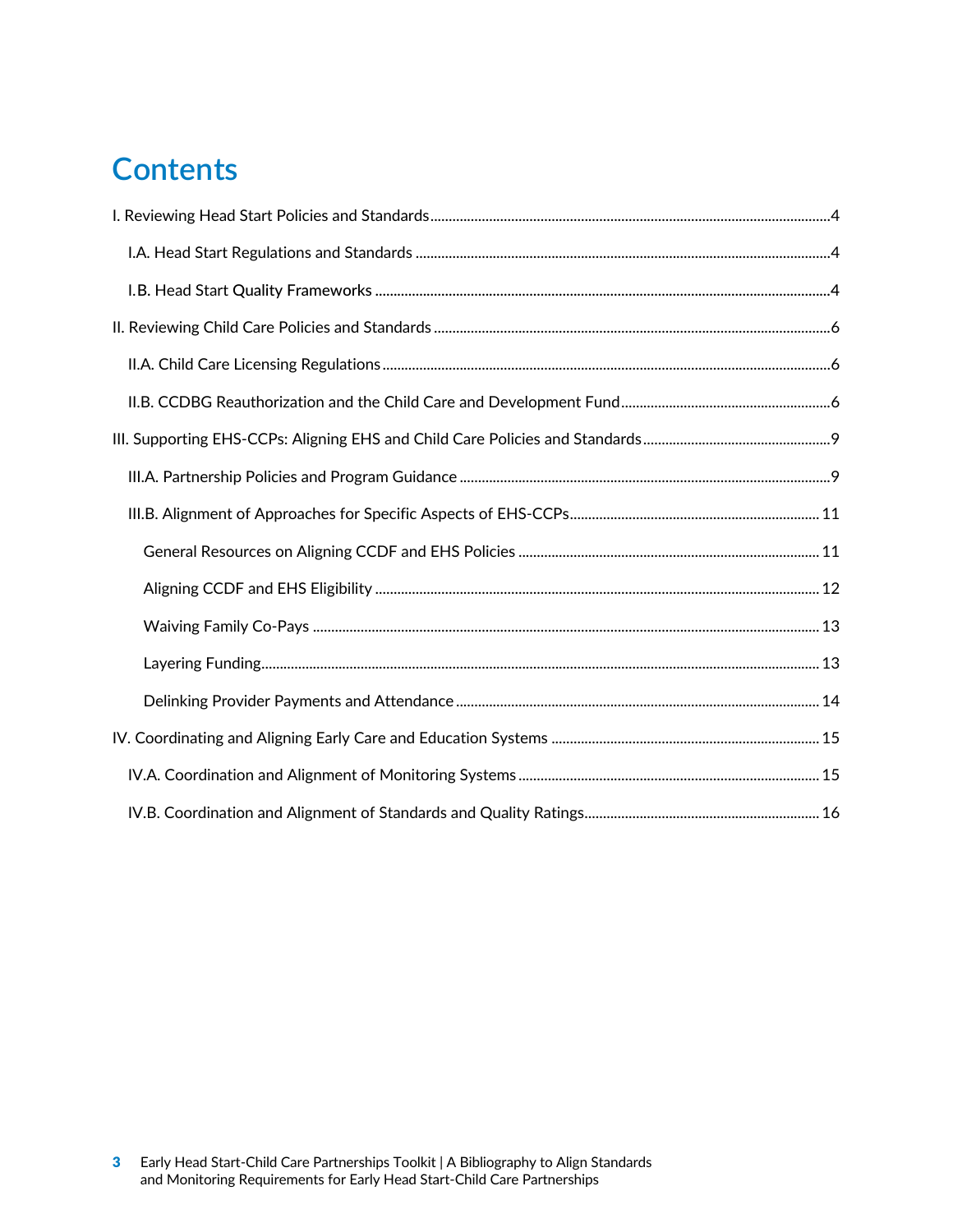# Contents

I. Reviewing Head Start Policies and Standards ... 4

- I.A. Head Start Regulations and Standards ... 4
- I.B. Head Start Quality Frameworks ... 4

II. Reviewing Child Care Policies and Standards ... 6

- II.A. Child Care Licensing Regulations ... 6
- II.B. CCDBG Reauthorization and the Child Care and Development Fund ... 6

III. Supporting EHS-CCPs: Aligning EHS and Child Care Policies and Standards ... 9

- III.A. Partnership Policies and Program Guidance ... 9
- III.B. Alignment of Approaches for Specific Aspects of EHS-CCPs ... 11
  - General Resources on Aligning CCDF and EHS Policies ... 11
  - Aligning CCDF and EHS Eligibility ... 12
  - Waiving Family Co-Pays ... 13
  - Layering Funding ... 13
  - Delinking Provider Payments and Attendance ... 14

IV. Coordinating and Aligning Early Care and Education Systems ... 15

- IV.A. Coordination and Alignment of Monitoring Systems ... 15
- IV.B. Coordination and Alignment of Standards and Quality Ratings ... 16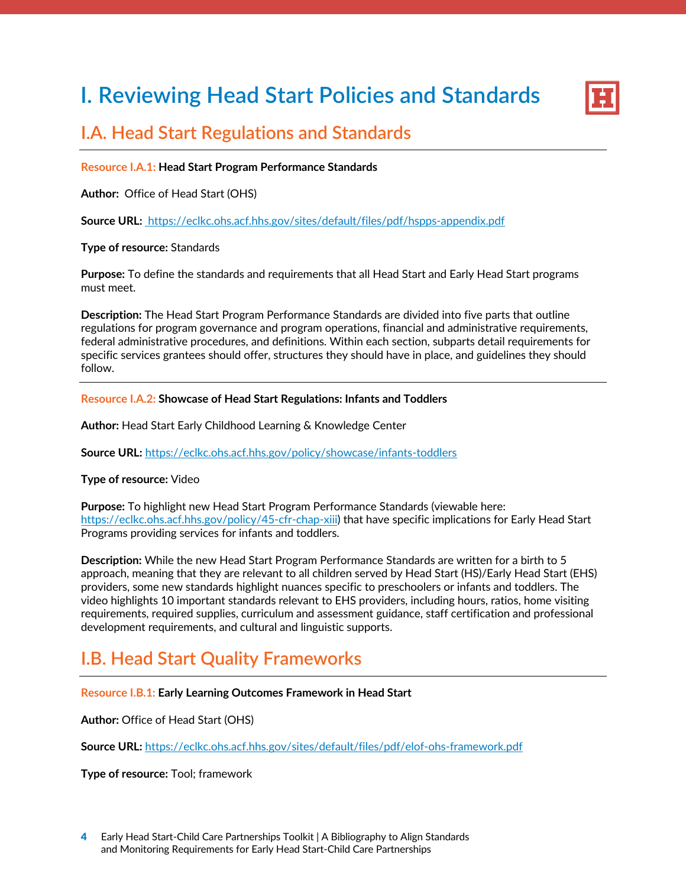# I. Reviewing Head Start Policies and Standards

## I.A. Head Start Regulations and Standards

**Resource I.A.1: Head Start Program Performance Standards**

**Author:** Office of Head Start (OHS)

**Source URL:** https://eclkc.ohs.acf.hhs.gov/sites/default/files/pdf/hspps-appendix.pdf

**Type of resource:** Standards

**Purpose:** To define the standards and requirements that all Head Start and Early Head Start programs must meet.

**Description:** The Head Start Program Performance Standards are divided into five parts that outline regulations for program governance and program operations, financial and administrative requirements, federal administrative procedures, and definitions. Within each section, subparts detail requirements for specific services grantees should offer, structures they should have in place, and guidelines they should follow.

---

**Resource I.A.2: Showcase of Head Start Regulations: Infants and Toddlers**

**Author:** Head Start Early Childhood Learning & Knowledge Center

**Source URL:** https://eclkc.ohs.acf.hhs.gov/policy/showcase/infants-toddlers

**Type of resource:** Video

**Purpose:** To highlight new Head Start Program Performance Standards (viewable here: https://eclkc.ohs.acf.hhs.gov/policy/45-cfr-chap-xiii) that have specific implications for Early Head Start Programs providing services for infants and toddlers.

**Description:** While the new Head Start Program Performance Standards are written for a birth to 5 approach, meaning that they are relevant to all children served by Head Start (HS)/Early Head Start (EHS) providers, some new standards highlight nuances specific to preschoolers or infants and toddlers. The video highlights 10 important standards relevant to EHS providers, including hours, ratios, home visiting requirements, required supplies, curriculum and assessment guidance, staff certification and professional development requirements, and cultural and linguistic supports.

## I.B. Head Start Quality Frameworks

**Resource I.B.1: Early Learning Outcomes Framework in Head Start**

**Author:** Office of Head Start (OHS)

**Source URL:** https://eclkc.ohs.acf.hhs.gov/sites/default/files/pdf/elof-ohs-framework.pdf

**Type of resource:** Tool; framework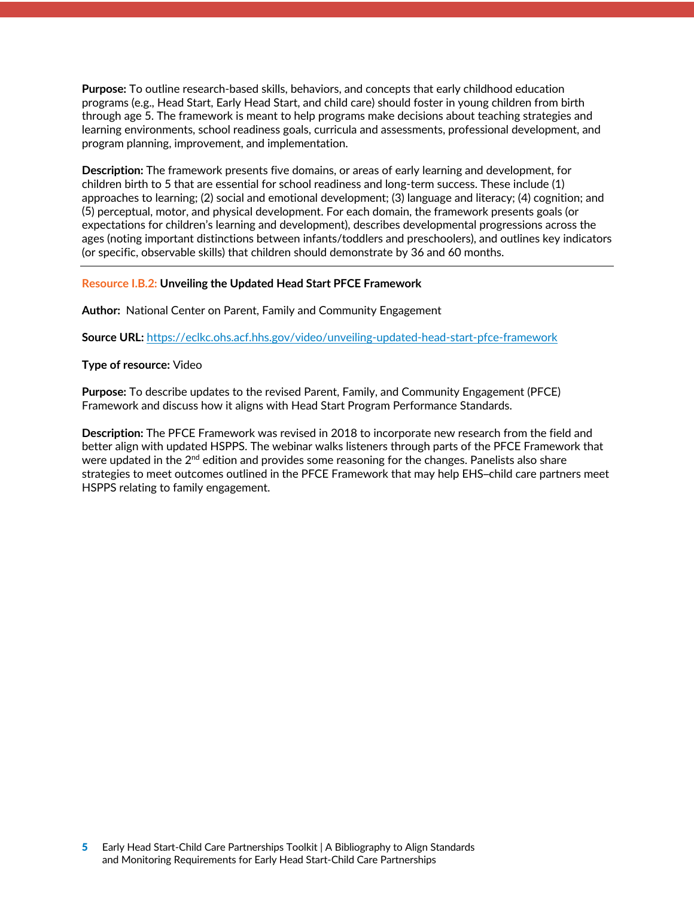**Purpose:** To outline research-based skills, behaviors, and concepts that early childhood education programs (e.g., Head Start, Early Head Start, and child care) should foster in young children from birth through age 5. The framework is meant to help programs make decisions about teaching strategies and learning environments, school readiness goals, curricula and assessments, professional development, and program planning, improvement, and implementation.

**Description:** The framework presents five domains, or areas of early learning and development, for children birth to 5 that are essential for school readiness and long-term success. These include (1) approaches to learning; (2) social and emotional development; (3) language and literacy; (4) cognition; and (5) perceptual, motor, and physical development. For each domain, the framework presents goals (or expectations for children's learning and development), describes developmental progressions across the ages (noting important distinctions between infants/toddlers and preschoolers), and outlines key indicators (or specific, observable skills) that children should demonstrate by 36 and 60 months.

---

**Resource I.B.2: Unveiling the Updated Head Start PFCE Framework**

**Author:** National Center on Parent, Family and Community Engagement

**Source URL:** https://eclkc.ohs.acf.hhs.gov/video/unveiling-updated-head-start-pfce-framework

**Type of resource:** Video

**Purpose:** To describe updates to the revised Parent, Family, and Community Engagement (PFCE) Framework and discuss how it aligns with Head Start Program Performance Standards.

**Description:** The PFCE Framework was revised in 2018 to incorporate new research from the field and better align with updated HSPPS. The webinar walks listeners through parts of the PFCE Framework that were updated in the 2nd edition and provides some reasoning for the changes. Panelists also share strategies to meet outcomes outlined in the PFCE Framework that may help EHS–child care partners meet HSPPS relating to family engagement.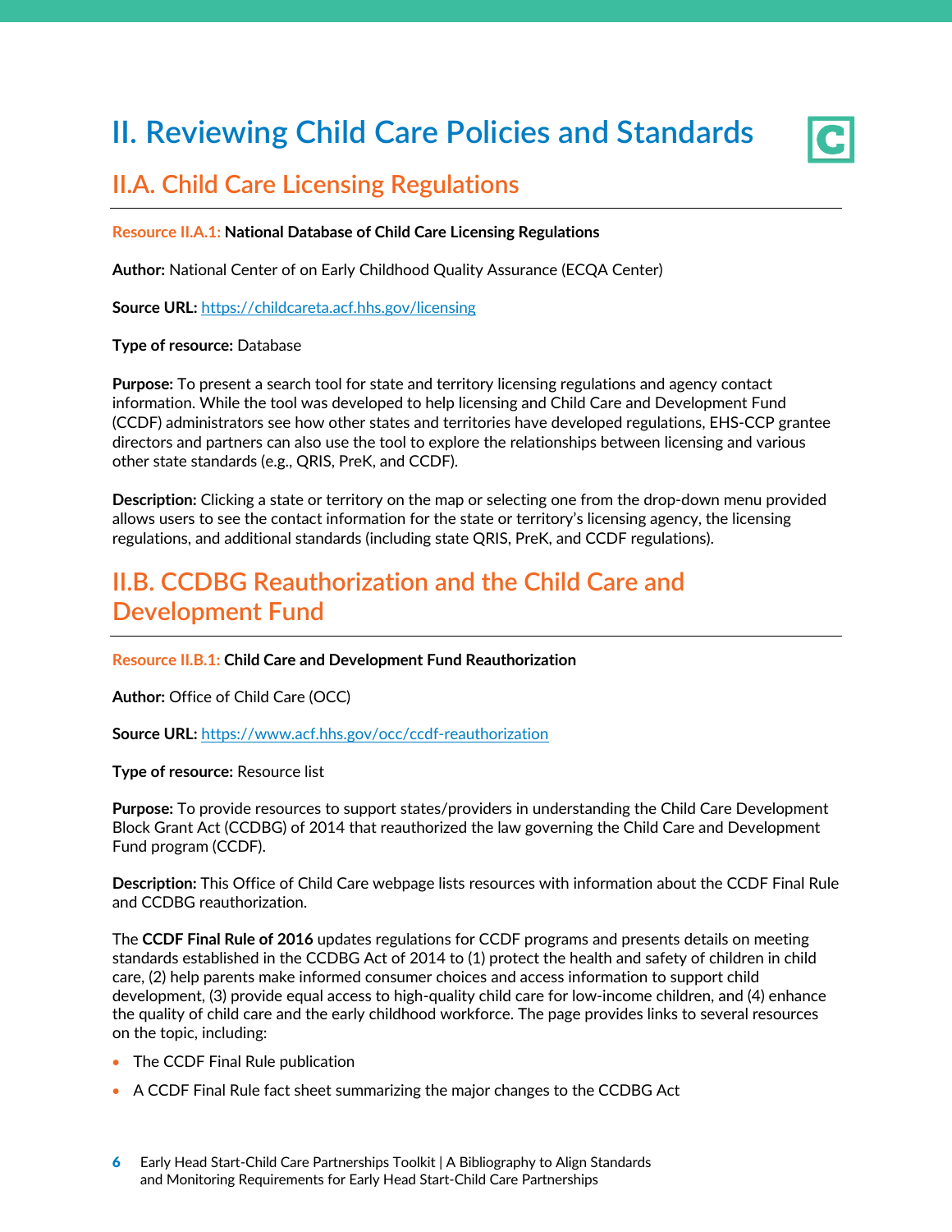# II. Reviewing Child Care Policies and Standards

## II.A. Child Care Licensing Regulations

**Resource II.A.1: National Database of Child Care Licensing Regulations**

**Author:** National Center of on Early Childhood Quality Assurance (ECQA Center)

**Source URL:** [https://childcareta.acf.hhs.gov/licensing](https://childcareta.acf.hhs.gov/licensing)

**Type of resource:** Database

**Purpose:** To present a search tool for state and territory licensing regulations and agency contact information. While the tool was developed to help licensing and Child Care and Development Fund (CCDF) administrators see how other states and territories have developed regulations, EHS-CCP grantee directors and partners can also use the tool to explore the relationships between licensing and various other state standards (e.g., QRIS, PreK, and CCDF).

**Description:** Clicking a state or territory on the map or selecting one from the drop-down menu provided allows users to see the contact information for the state or territory's licensing agency, the licensing regulations, and additional standards (including state QRIS, PreK, and CCDF regulations).

## II.B. CCDBG Reauthorization and the Child Care and Development Fund

**Resource II.B.1: Child Care and Development Fund Reauthorization**

**Author:** Office of Child Care (OCC)

**Source URL:** [https://www.acf.hhs.gov/occ/ccdf-reauthorization](https://www.acf.hhs.gov/occ/ccdf-reauthorization)

**Type of resource:** Resource list

**Purpose:** To provide resources to support states/providers in understanding the Child Care Development Block Grant Act (CCDBG) of 2014 that reauthorized the law governing the Child Care and Development Fund program (CCDF).

**Description:** This Office of Child Care webpage lists resources with information about the CCDF Final Rule and CCDBG reauthorization.

The **CCDF Final Rule of 2016** updates regulations for CCDF programs and presents details on meeting standards established in the CCDBG Act of 2014 to (1) protect the health and safety of children in child care, (2) help parents make informed consumer choices and access information to support child development, (3) provide equal access to high-quality child care for low-income children, and (4) enhance the quality of child care and the early childhood workforce. The page provides links to several resources on the topic, including:

- The CCDF Final Rule publication
- A CCDF Final Rule fact sheet summarizing the major changes to the CCDBG Act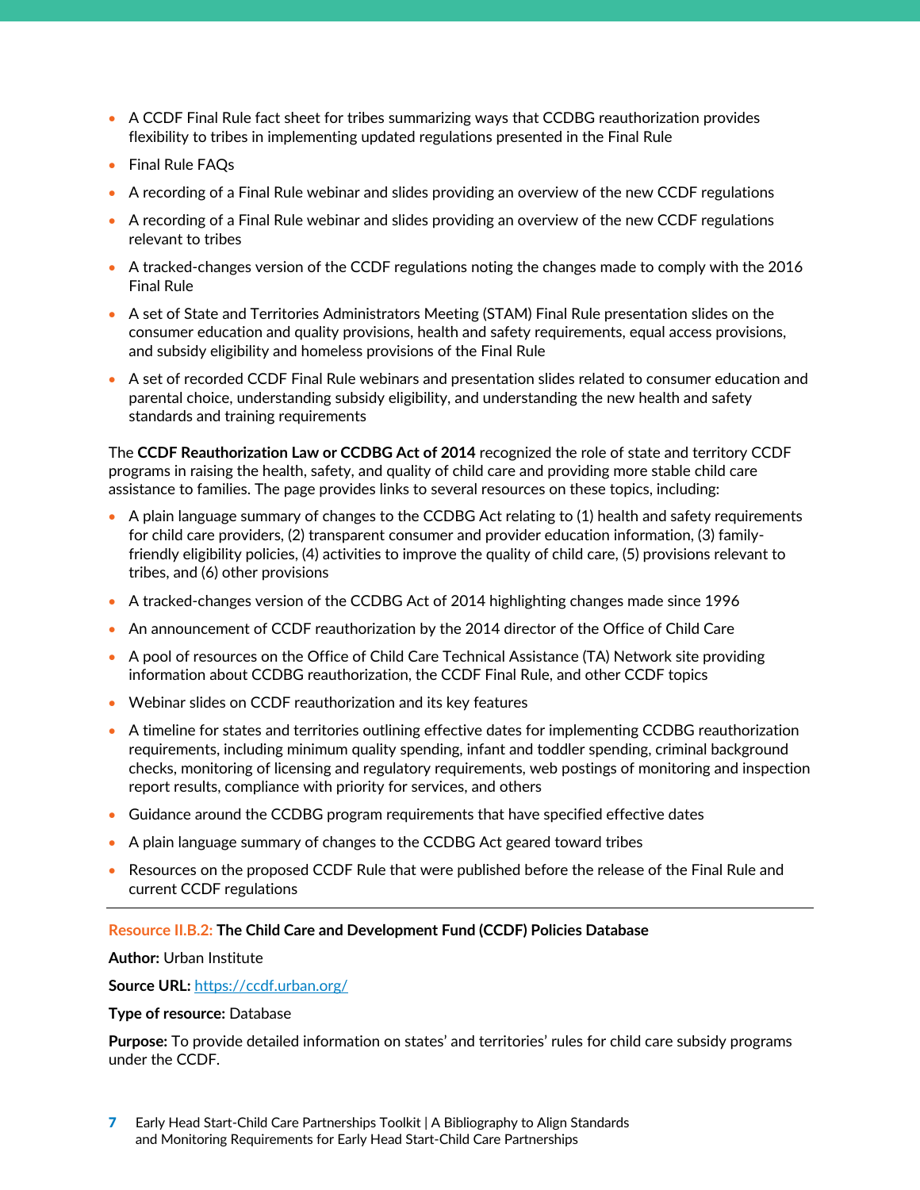- A CCDF Final Rule fact sheet for tribes summarizing ways that CCDBG reauthorization provides flexibility to tribes in implementing updated regulations presented in the Final Rule
- Final Rule FAQs
- A recording of a Final Rule webinar and slides providing an overview of the new CCDF regulations
- A recording of a Final Rule webinar and slides providing an overview of the new CCDF regulations relevant to tribes
- A tracked-changes version of the CCDF regulations noting the changes made to comply with the 2016 Final Rule
- A set of State and Territories Administrators Meeting (STAM) Final Rule presentation slides on the consumer education and quality provisions, health and safety requirements, equal access provisions, and subsidy eligibility and homeless provisions of the Final Rule
- A set of recorded CCDF Final Rule webinars and presentation slides related to consumer education and parental choice, understanding subsidy eligibility, and understanding the new health and safety standards and training requirements

The **CCDF Reauthorization Law or CCDBG Act of 2014** recognized the role of state and territory CCDF programs in raising the health, safety, and quality of child care and providing more stable child care assistance to families. The page provides links to several resources on these topics, including:

- A plain language summary of changes to the CCDBG Act relating to (1) health and safety requirements for child care providers, (2) transparent consumer and provider education information, (3) family-friendly eligibility policies, (4) activities to improve the quality of child care, (5) provisions relevant to tribes, and (6) other provisions
- A tracked-changes version of the CCDBG Act of 2014 highlighting changes made since 1996
- An announcement of CCDF reauthorization by the 2014 director of the Office of Child Care
- A pool of resources on the Office of Child Care Technical Assistance (TA) Network site providing information about CCDBG reauthorization, the CCDF Final Rule, and other CCDF topics
- Webinar slides on CCDF reauthorization and its key features
- A timeline for states and territories outlining effective dates for implementing CCDBG reauthorization requirements, including minimum quality spending, infant and toddler spending, criminal background checks, monitoring of licensing and regulatory requirements, web postings of monitoring and inspection report results, compliance with priority for services, and others
- Guidance around the CCDBG program requirements that have specified effective dates
- A plain language summary of changes to the CCDBG Act geared toward tribes
- Resources on the proposed CCDF Rule that were published before the release of the Final Rule and current CCDF regulations

---

**Resource II.B.2: The Child Care and Development Fund (CCDF) Policies Database**

**Author:** Urban Institute

**Source URL:** https://ccdf.urban.org/

**Type of resource:** Database

**Purpose:** To provide detailed information on states' and territories' rules for child care subsidy programs under the CCDF.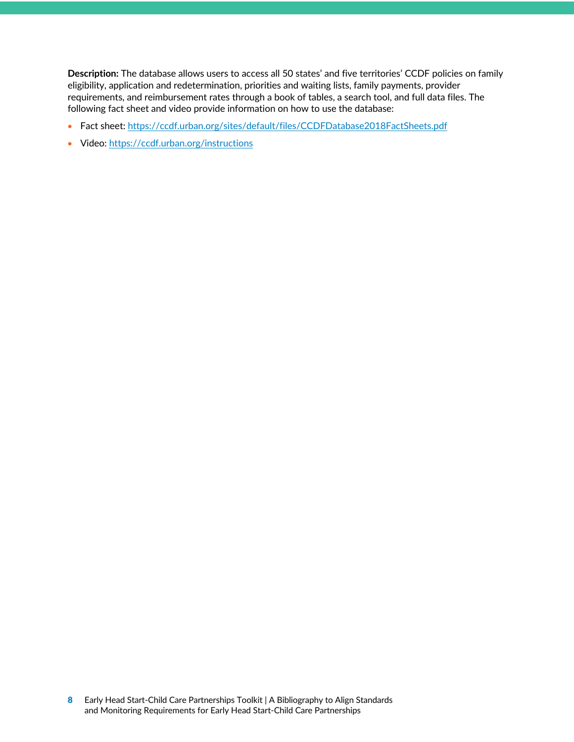**Description:** The database allows users to access all 50 states' and five territories' CCDF policies on family eligibility, application and redetermination, priorities and waiting lists, family payments, provider requirements, and reimbursement rates through a book of tables, a search tool, and full data files. The following fact sheet and video provide information on how to use the database:

- Fact sheet: https://ccdf.urban.org/sites/default/files/CCDFDatabase2018FactSheets.pdf
- Video: https://ccdf.urban.org/instructions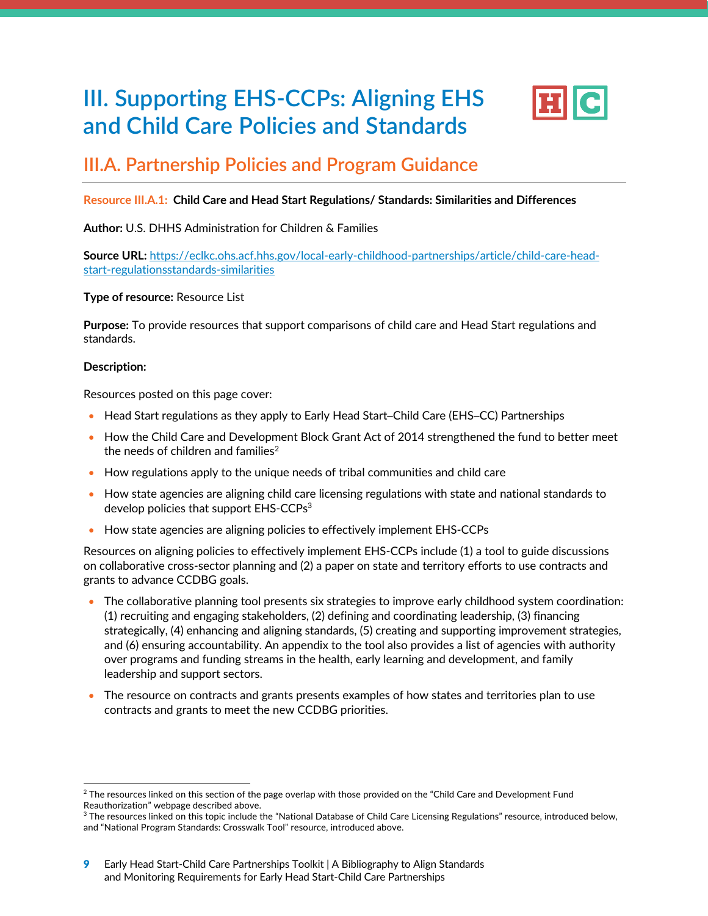# III. Supporting EHS-CCPs: Aligning EHS and Child Care Policies and Standards

## III.A. Partnership Policies and Program Guidance

**Resource III.A.1: Child Care and Head Start Regulations/ Standards: Similarities and Differences**

**Author:** U.S. DHHS Administration for Children & Families

**Source URL:** https://eclkc.ohs.acf.hhs.gov/local-early-childhood-partnerships/article/child-care-head-start-regulationsstandards-similarities

**Type of resource:** Resource List

**Purpose:** To provide resources that support comparisons of child care and Head Start regulations and standards.

**Description:**

Resources posted on this page cover:

- Head Start regulations as they apply to Early Head Start–Child Care (EHS–CC) Partnerships
- How the Child Care and Development Block Grant Act of 2014 strengthened the fund to better meet the needs of children and families[2]
- How regulations apply to the unique needs of tribal communities and child care
- How state agencies are aligning child care licensing regulations with state and national standards to develop policies that support EHS-CCPs[3]
- How state agencies are aligning policies to effectively implement EHS-CCPs

Resources on aligning policies to effectively implement EHS-CCPs include (1) a tool to guide discussions on collaborative cross-sector planning and (2) a paper on state and territory efforts to use contracts and grants to advance CCDBG goals.

- The collaborative planning tool presents six strategies to improve early childhood system coordination: (1) recruiting and engaging stakeholders, (2) defining and coordinating leadership, (3) financing strategically, (4) enhancing and aligning standards, (5) creating and supporting improvement strategies, and (6) ensuring accountability. An appendix to the tool also provides a list of agencies with authority over programs and funding streams in the health, early learning and development, and family leadership and support sectors.
- The resource on contracts and grants presents examples of how states and territories plan to use contracts and grants to meet the new CCDBG priorities.

---

[2] The resources linked on this section of the page overlap with those provided on the "Child Care and Development Fund Reauthorization" webpage described above.

[3] The resources linked on this topic include the "National Database of Child Care Licensing Regulations" resource, introduced below, and "National Program Standards: Crosswalk Tool" resource, introduced above.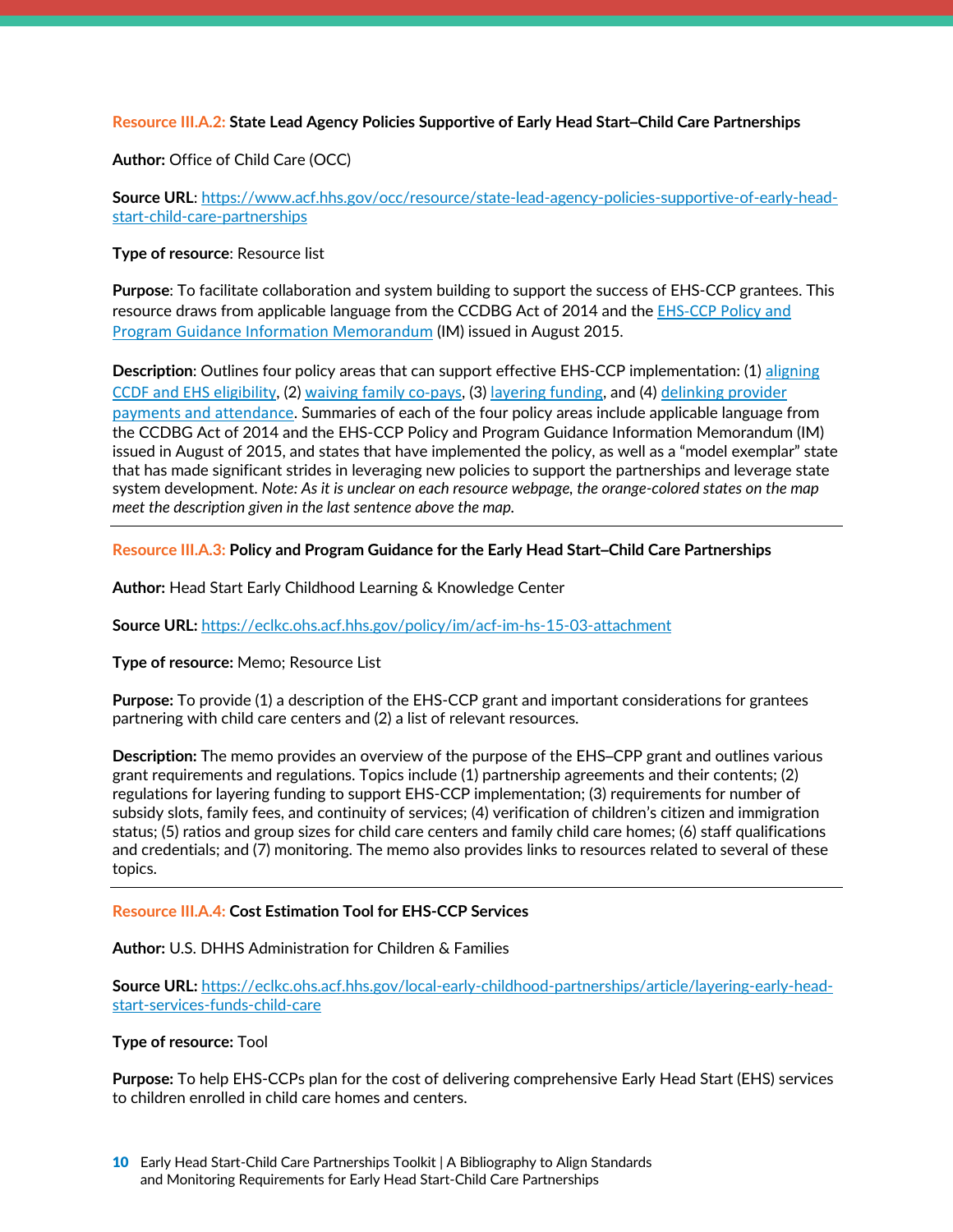**Resource III.A.2: State Lead Agency Policies Supportive of Early Head Start–Child Care Partnerships**

**Author:** Office of Child Care (OCC)

**Source URL**: [https://www.acf.hhs.gov/occ/resource/state-lead-agency-policies-supportive-of-early-head-start-child-care-partnerships](https://www.acf.hhs.gov/occ/resource/state-lead-agency-policies-supportive-of-early-head-start-child-care-partnerships)

**Type of resource**: Resource list

**Purpose**: To facilitate collaboration and system building to support the success of EHS-CCP grantees. This resource draws from applicable language from the CCDBG Act of 2014 and the EHS-CCP Policy and Program Guidance Information Memorandum (IM) issued in August 2015.

**Description**: Outlines four policy areas that can support effective EHS-CCP implementation: (1) aligning CCDF and EHS eligibility, (2) waiving family co-pays, (3) layering funding, and (4) delinking provider payments and attendance. Summaries of each of the four policy areas include applicable language from the CCDBG Act of 2014 and the EHS-CCP Policy and Program Guidance Information Memorandum (IM) issued in August of 2015, and states that have implemented the policy, as well as a "model exemplar" state that has made significant strides in leveraging new policies to support the partnerships and leverage state system development. *Note: As it is unclear on each resource webpage, the orange-colored states on the map meet the description given in the last sentence above the map.*

---

**Resource III.A.3: Policy and Program Guidance for the Early Head Start–Child Care Partnerships**

**Author:** Head Start Early Childhood Learning & Knowledge Center

**Source URL:** [https://eclkc.ohs.acf.hhs.gov/policy/im/acf-im-hs-15-03-attachment](https://eclkc.ohs.acf.hhs.gov/policy/im/acf-im-hs-15-03-attachment)

**Type of resource:** Memo; Resource List

**Purpose:** To provide (1) a description of the EHS-CCP grant and important considerations for grantees partnering with child care centers and (2) a list of relevant resources.

**Description:** The memo provides an overview of the purpose of the EHS–CPP grant and outlines various grant requirements and regulations. Topics include (1) partnership agreements and their contents; (2) regulations for layering funding to support EHS-CCP implementation; (3) requirements for number of subsidy slots, family fees, and continuity of services; (4) verification of children's citizen and immigration status; (5) ratios and group sizes for child care centers and family child care homes; (6) staff qualifications and credentials; and (7) monitoring. The memo also provides links to resources related to several of these topics.

---

**Resource III.A.4: Cost Estimation Tool for EHS-CCP Services**

**Author:** U.S. DHHS Administration for Children & Families

**Source URL:** [https://eclkc.ohs.acf.hhs.gov/local-early-childhood-partnerships/article/layering-early-head-start-services-funds-child-care](https://eclkc.ohs.acf.hhs.gov/local-early-childhood-partnerships/article/layering-early-head-start-services-funds-child-care)

**Type of resource:** Tool

**Purpose:** To help EHS-CCPs plan for the cost of delivering comprehensive Early Head Start (EHS) services to children enrolled in child care homes and centers.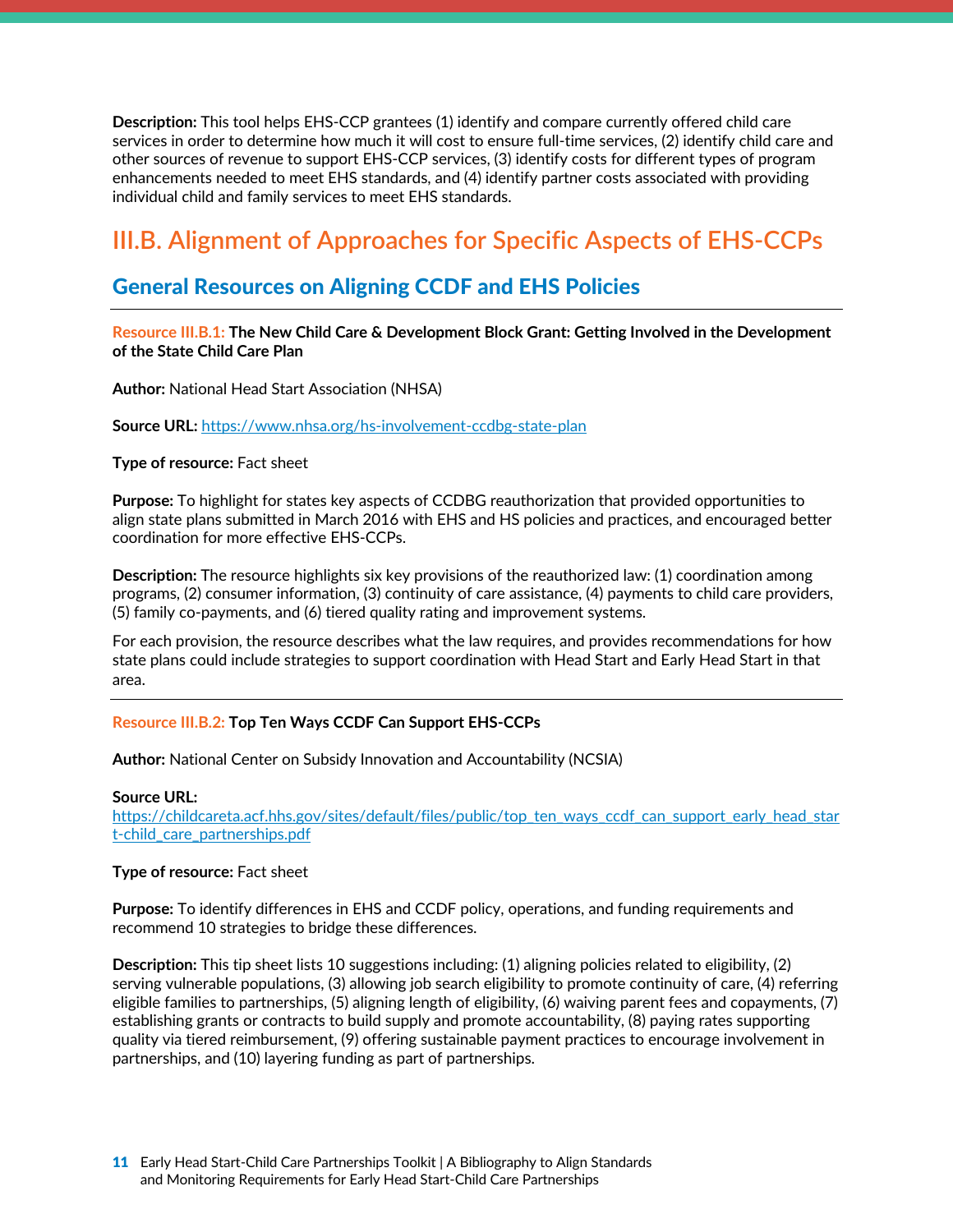**Description:** This tool helps EHS-CCP grantees (1) identify and compare currently offered child care services in order to determine how much it will cost to ensure full-time services, (2) identify child care and other sources of revenue to support EHS-CCP services, (3) identify costs for different types of program enhancements needed to meet EHS standards, and (4) identify partner costs associated with providing individual child and family services to meet EHS standards.

## III.B. Alignment of Approaches for Specific Aspects of EHS-CCPs

### General Resources on Aligning CCDF and EHS Policies

---

**Resource III.B.1: The New Child Care & Development Block Grant: Getting Involved in the Development of the State Child Care Plan**

**Author:** National Head Start Association (NHSA)

**Source URL:** https://www.nhsa.org/hs-involvement-ccdbg-state-plan

**Type of resource:** Fact sheet

**Purpose:** To highlight for states key aspects of CCDBG reauthorization that provided opportunities to align state plans submitted in March 2016 with EHS and HS policies and practices, and encouraged better coordination for more effective EHS-CCPs.

**Description:** The resource highlights six key provisions of the reauthorized law: (1) coordination among programs, (2) consumer information, (3) continuity of care assistance, (4) payments to child care providers, (5) family co-payments, and (6) tiered quality rating and improvement systems.

For each provision, the resource describes what the law requires, and provides recommendations for how state plans could include strategies to support coordination with Head Start and Early Head Start in that area.

---

**Resource III.B.2: Top Ten Ways CCDF Can Support EHS-CCPs**

**Author:** National Center on Subsidy Innovation and Accountability (NCSIA)

**Source URL:**
https://childcareta.acf.hhs.gov/sites/default/files/public/top_ten_ways_ccdf_can_support_early_head_start-child_care_partnerships.pdf

**Type of resource:** Fact sheet

**Purpose:** To identify differences in EHS and CCDF policy, operations, and funding requirements and recommend 10 strategies to bridge these differences.

**Description:** This tip sheet lists 10 suggestions including: (1) aligning policies related to eligibility, (2) serving vulnerable populations, (3) allowing job search eligibility to promote continuity of care, (4) referring eligible families to partnerships, (5) aligning length of eligibility, (6) waiving parent fees and copayments, (7) establishing grants or contracts to build supply and promote accountability, (8) paying rates supporting quality via tiered reimbursement, (9) offering sustainable payment practices to encourage involvement in partnerships, and (10) layering funding as part of partnerships.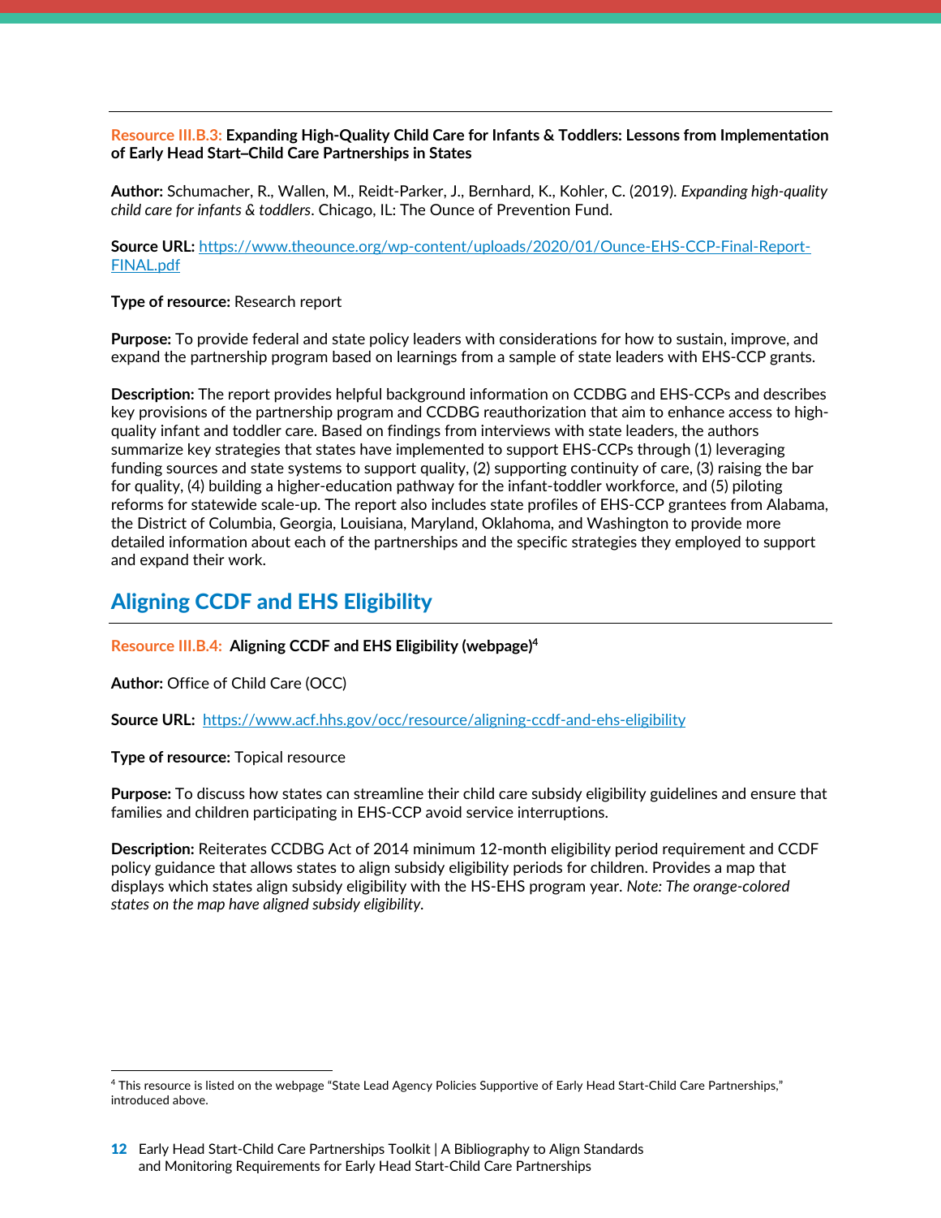**Resource III.B.3: Expanding High-Quality Child Care for Infants & Toddlers: Lessons from Implementation of Early Head Start–Child Care Partnerships in States**

**Author:** Schumacher, R., Wallen, M., Reidt-Parker, J., Bernhard, K., Kohler, C. (2019). *Expanding high-quality child care for infants & toddlers*. Chicago, IL: The Ounce of Prevention Fund.

**Source URL:** [https://www.theounce.org/wp-content/uploads/2020/01/Ounce-EHS-CCP-Final-Report-FINAL.pdf](https://www.theounce.org/wp-content/uploads/2020/01/Ounce-EHS-CCP-Final-Report-FINAL.pdf)

**Type of resource:** Research report

**Purpose:** To provide federal and state policy leaders with considerations for how to sustain, improve, and expand the partnership program based on learnings from a sample of state leaders with EHS-CCP grants.

**Description:** The report provides helpful background information on CCDBG and EHS-CCPs and describes key provisions of the partnership program and CCDBG reauthorization that aim to enhance access to high-quality infant and toddler care. Based on findings from interviews with state leaders, the authors summarize key strategies that states have implemented to support EHS-CCPs through (1) leveraging funding sources and state systems to support quality, (2) supporting continuity of care, (3) raising the bar for quality, (4) building a higher-education pathway for the infant-toddler workforce, and (5) piloting reforms for statewide scale-up. The report also includes state profiles of EHS-CCP grantees from Alabama, the District of Columbia, Georgia, Louisiana, Maryland, Oklahoma, and Washington to provide more detailed information about each of the partnerships and the specific strategies they employed to support and expand their work.

## Aligning CCDF and EHS Eligibility

**Resource III.B.4: Aligning CCDF and EHS Eligibility (webpage)**[4]

**Author:** Office of Child Care (OCC)

**Source URL:** [https://www.acf.hhs.gov/occ/resource/aligning-ccdf-and-ehs-eligibility](https://www.acf.hhs.gov/occ/resource/aligning-ccdf-and-ehs-eligibility)

**Type of resource:** Topical resource

**Purpose:** To discuss how states can streamline their child care subsidy eligibility guidelines and ensure that families and children participating in EHS-CCP avoid service interruptions.

**Description:** Reiterates CCDBG Act of 2014 minimum 12-month eligibility period requirement and CCDF policy guidance that allows states to align subsidy eligibility periods for children. Provides a map that displays which states align subsidy eligibility with the HS-EHS program year. *Note: The orange-colored states on the map have aligned subsidy eligibility.*

[4] This resource is listed on the webpage "State Lead Agency Policies Supportive of Early Head Start-Child Care Partnerships," introduced above.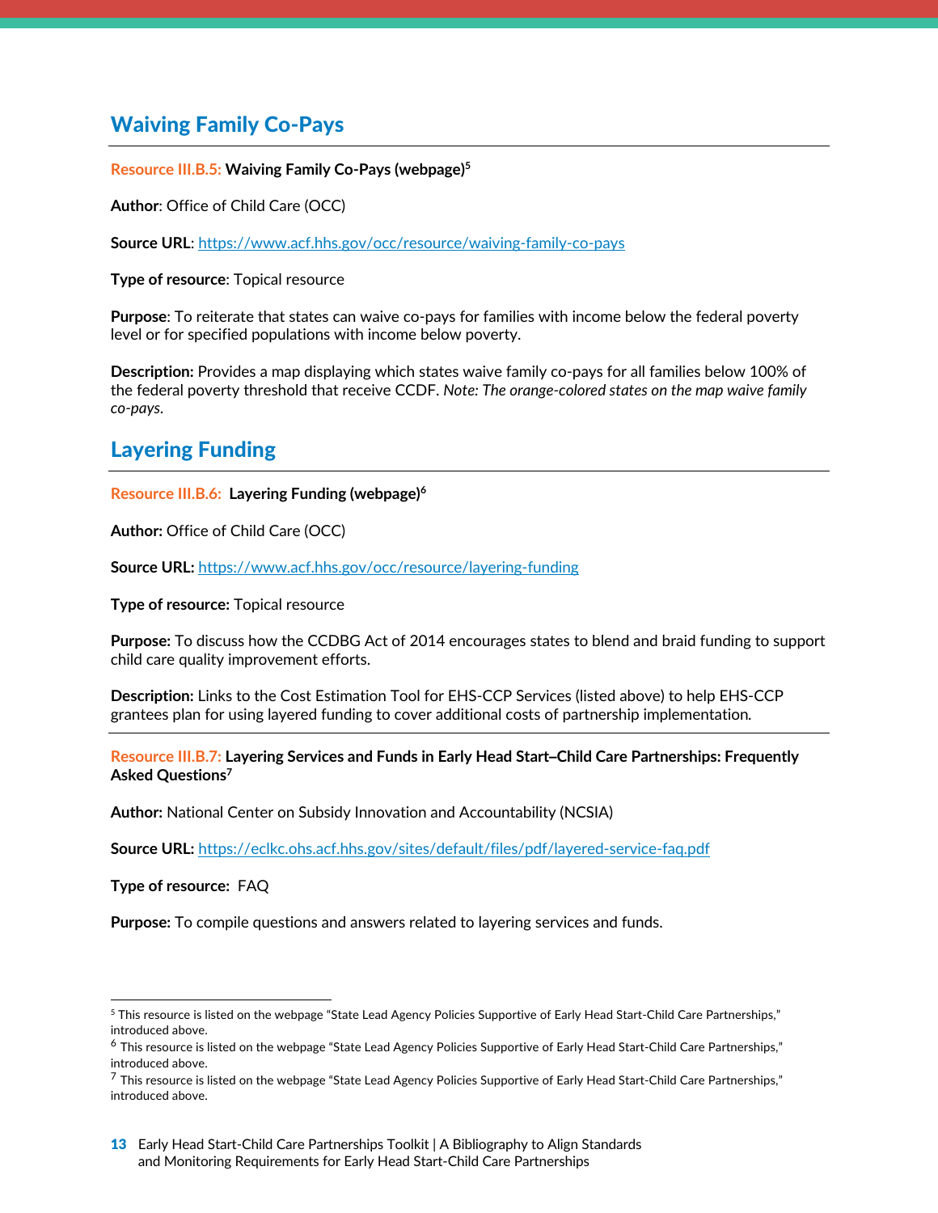## Waving Family Co-Pays

**Resource III.B.5: Waiving Family Co-Pays (webpage)**[5]

**Author**: Office of Child Care (OCC)

**Source URL**: https://www.acf.hhs.gov/occ/resource/waiving-family-co-pays

**Type of resource**: Topical resource

**Purpose**: To reiterate that states can waive co-pays for families with income below the federal poverty level or for specified populations with income below poverty.

**Description:** Provides a map displaying which states waive family co-pays for all families below 100% of the federal poverty threshold that receive CCDF. *Note: The orange-colored states on the map waive family co-pays.*

## Layering Funding

**Resource III.B.6: Layering Funding (webpage)**[6]

**Author:** Office of Child Care (OCC)

**Source URL:** https://www.acf.hhs.gov/occ/resource/layering-funding

**Type of resource:** Topical resource

**Purpose:** To discuss how the CCDBG Act of 2014 encourages states to blend and braid funding to support child care quality improvement efforts.

**Description:** Links to the Cost Estimation Tool for EHS-CCP Services (listed above) to help EHS-CCP grantees plan for using layered funding to cover additional costs of partnership implementation.

---

**Resource III.B.7: Layering Services and Funds in Early Head Start–Child Care Partnerships: Frequently Asked Questions**[7]

**Author:** National Center on Subsidy Innovation and Accountability (NCSIA)

**Source URL:** https://eclkc.ohs.acf.hhs.gov/sites/default/files/pdf/layered-service-faq.pdf

**Type of resource:** FAQ

**Purpose:** To compile questions and answers related to layering services and funds.

---

[5] This resource is listed on the webpage "State Lead Agency Policies Supportive of Early Head Start-Child Care Partnerships," introduced above.

[6] This resource is listed on the webpage "State Lead Agency Policies Supportive of Early Head Start-Child Care Partnerships," introduced above.

[7] This resource is listed on the webpage "State Lead Agency Policies Supportive of Early Head Start-Child Care Partnerships," introduced above.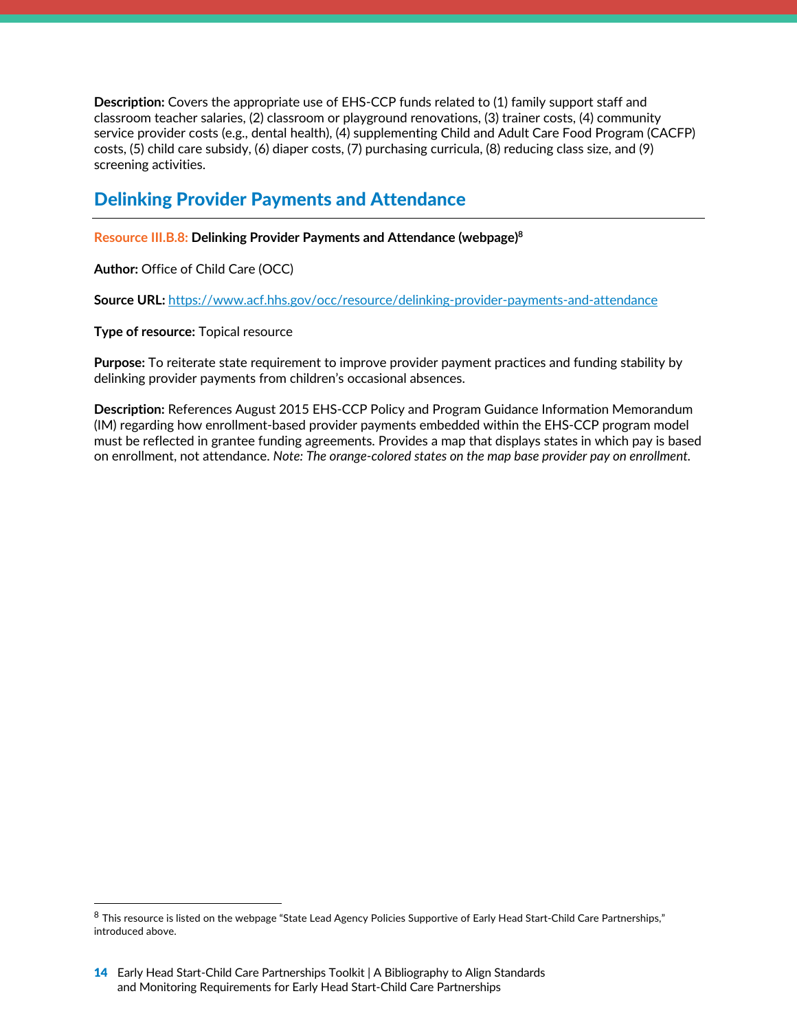**Description:** Covers the appropriate use of EHS-CCP funds related to (1) family support staff and classroom teacher salaries, (2) classroom or playground renovations, (3) trainer costs, (4) community service provider costs (e.g., dental health), (4) supplementing Child and Adult Care Food Program (CACFP) costs, (5) child care subsidy, (6) diaper costs, (7) purchasing curricula, (8) reducing class size, and (9) screening activities.

## Delinking Provider Payments and Attendance

Resource III.B.8: **Delinking Provider Payments and Attendance (webpage)**[8]

**Author:** Office of Child Care (OCC)

**Source URL:** https://www.acf.hhs.gov/occ/resource/delinking-provider-payments-and-attendance

**Type of resource:** Topical resource

**Purpose:** To reiterate state requirement to improve provider payment practices and funding stability by delinking provider payments from children's occasional absences.

**Description:** References August 2015 EHS-CCP Policy and Program Guidance Information Memorandum (IM) regarding how enrollment-based provider payments embedded within the EHS-CCP program model must be reflected in grantee funding agreements. Provides a map that displays states in which pay is based on enrollment, not attendance. *Note: The orange-colored states on the map base provider pay on enrollment.*

---

[8] This resource is listed on the webpage "State Lead Agency Policies Supportive of Early Head Start-Child Care Partnerships," introduced above.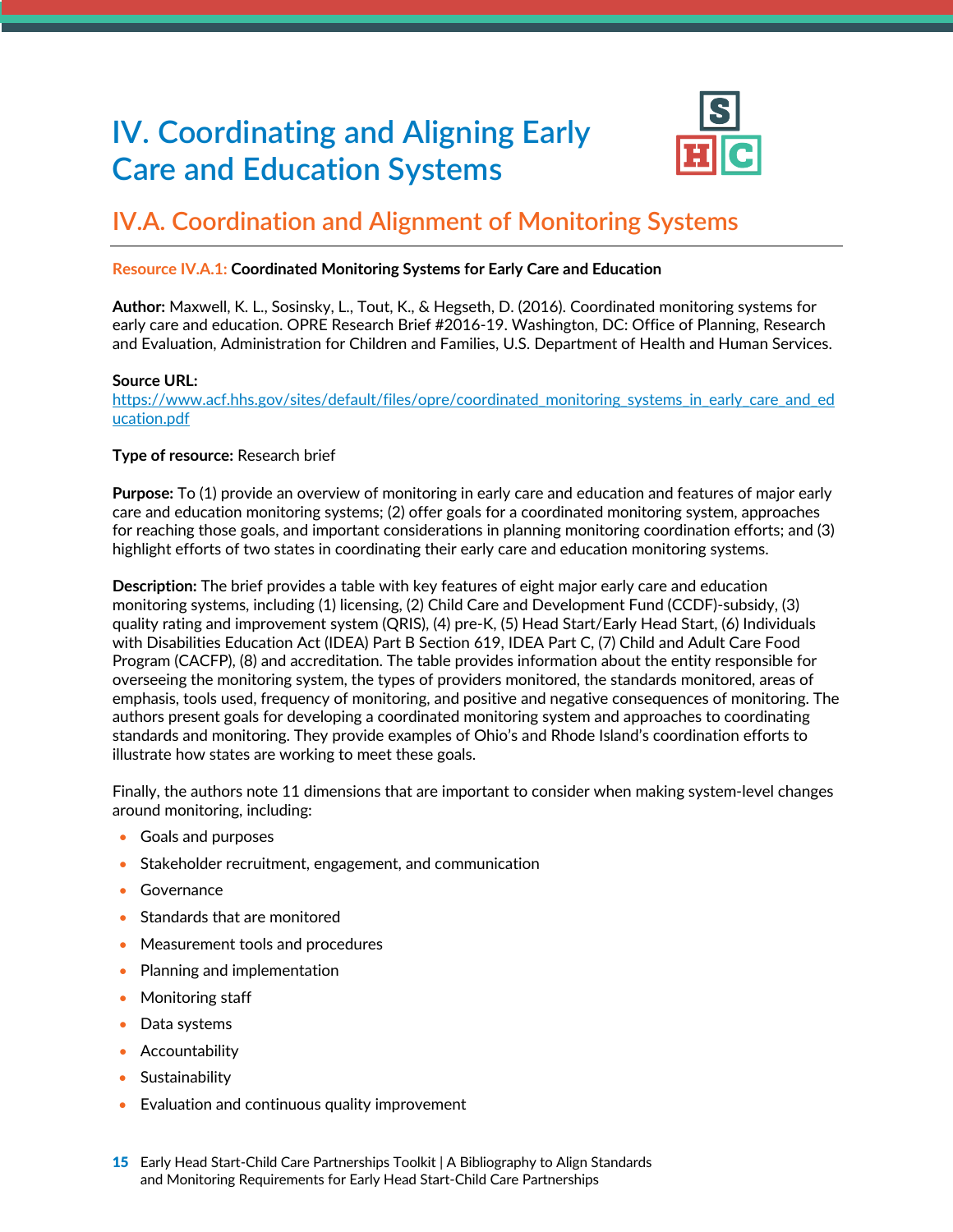# IV. Coordinating and Aligning Early Care and Education Systems

## IV.A. Coordination and Alignment of Monitoring Systems

**Resource IV.A.1: Coordinated Monitoring Systems for Early Care and Education**

**Author:** Maxwell, K. L., Sosinsky, L., Tout, K., & Hegseth, D. (2016). Coordinated monitoring systems for early care and education. OPRE Research Brief #2016-19. Washington, DC: Office of Planning, Research and Evaluation, Administration for Children and Families, U.S. Department of Health and Human Services.

**Source URL:**
https://www.acf.hhs.gov/sites/default/files/opre/coordinated_monitoring_systems_in_early_care_and_education.pdf

**Type of resource:** Research brief

**Purpose:** To (1) provide an overview of monitoring in early care and education and features of major early care and education monitoring systems; (2) offer goals for a coordinated monitoring system, approaches for reaching those goals, and important considerations in planning monitoring coordination efforts; and (3) highlight efforts of two states in coordinating their early care and education monitoring systems.

**Description:** The brief provides a table with key features of eight major early care and education monitoring systems, including (1) licensing, (2) Child Care and Development Fund (CCDF)-subsidy, (3) quality rating and improvement system (QRIS), (4) pre-K, (5) Head Start/Early Head Start, (6) Individuals with Disabilities Education Act (IDEA) Part B Section 619, IDEA Part C, (7) Child and Adult Care Food Program (CACFP), (8) and accreditation. The table provides information about the entity responsible for overseeing the monitoring system, the types of providers monitored, the standards monitored, areas of emphasis, tools used, frequency of monitoring, and positive and negative consequences of monitoring. The authors present goals for developing a coordinated monitoring system and approaches to coordinating standards and monitoring. They provide examples of Ohio's and Rhode Island's coordination efforts to illustrate how states are working to meet these goals.

Finally, the authors note 11 dimensions that are important to consider when making system-level changes around monitoring, including:

- Goals and purposes
- Stakeholder recruitment, engagement, and communication
- Governance
- Standards that are monitored
- Measurement tools and procedures
- Planning and implementation
- Monitoring staff
- Data systems
- Accountability
- Sustainability
- Evaluation and continuous quality improvement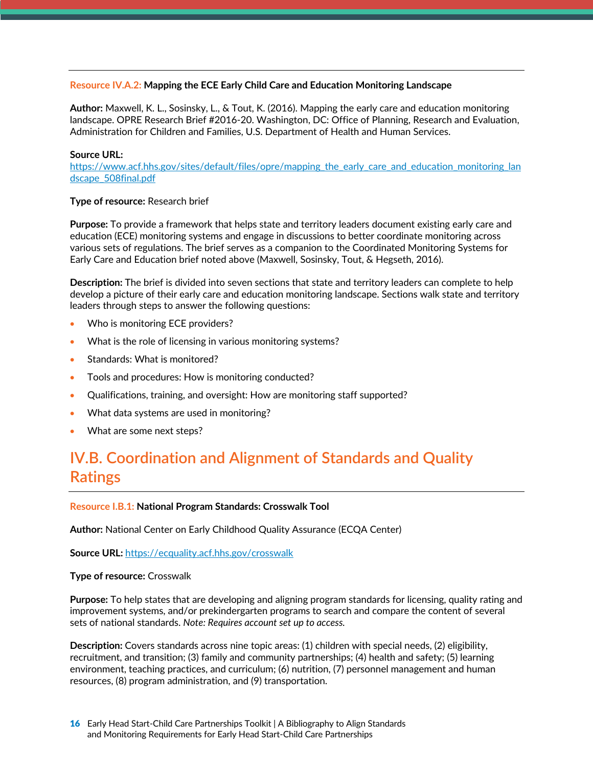**Resource IV.A.2: Mapping the ECE Early Child Care and Education Monitoring Landscape**

**Author:** Maxwell, K. L., Sosinsky, L., & Tout, K. (2016). Mapping the early care and education monitoring landscape. OPRE Research Brief #2016-20. Washington, DC: Office of Planning, Research and Evaluation, Administration for Children and Families, U.S. Department of Health and Human Services.

**Source URL:** https://www.acf.hhs.gov/sites/default/files/opre/mapping_the_early_care_and_education_monitoring_landscape_508final.pdf

**Type of resource:** Research brief

**Purpose:** To provide a framework that helps state and territory leaders document existing early care and education (ECE) monitoring systems and engage in discussions to better coordinate monitoring across various sets of regulations. The brief serves as a companion to the Coordinated Monitoring Systems for Early Care and Education brief noted above (Maxwell, Sosinsky, Tout, & Hegseth, 2016).

**Description:** The brief is divided into seven sections that state and territory leaders can complete to help develop a picture of their early care and education monitoring landscape. Sections walk state and territory leaders through steps to answer the following questions:

- Who is monitoring ECE providers?
- What is the role of licensing in various monitoring systems?
- Standards: What is monitored?
- Tools and procedures: How is monitoring conducted?
- Qualifications, training, and oversight: How are monitoring staff supported?
- What data systems are used in monitoring?
- What are some next steps?

## IV.B. Coordination and Alignment of Standards and Quality Ratings

**Resource I.B.1: National Program Standards: Crosswalk Tool**

**Author:** National Center on Early Childhood Quality Assurance (ECQA Center)

**Source URL:** https://ecquality.acf.hhs.gov/crosswalk

**Type of resource:** Crosswalk

**Purpose:** To help states that are developing and aligning program standards for licensing, quality rating and improvement systems, and/or prekindergarten programs to search and compare the content of several sets of national standards. *Note: Requires account set up to access.*

**Description:** Covers standards across nine topic areas: (1) children with special needs, (2) eligibility, recruitment, and transition; (3) family and community partnerships; (4) health and safety; (5) learning environment, teaching practices, and curriculum; (6) nutrition, (7) personnel management and human resources, (8) program administration, and (9) transportation.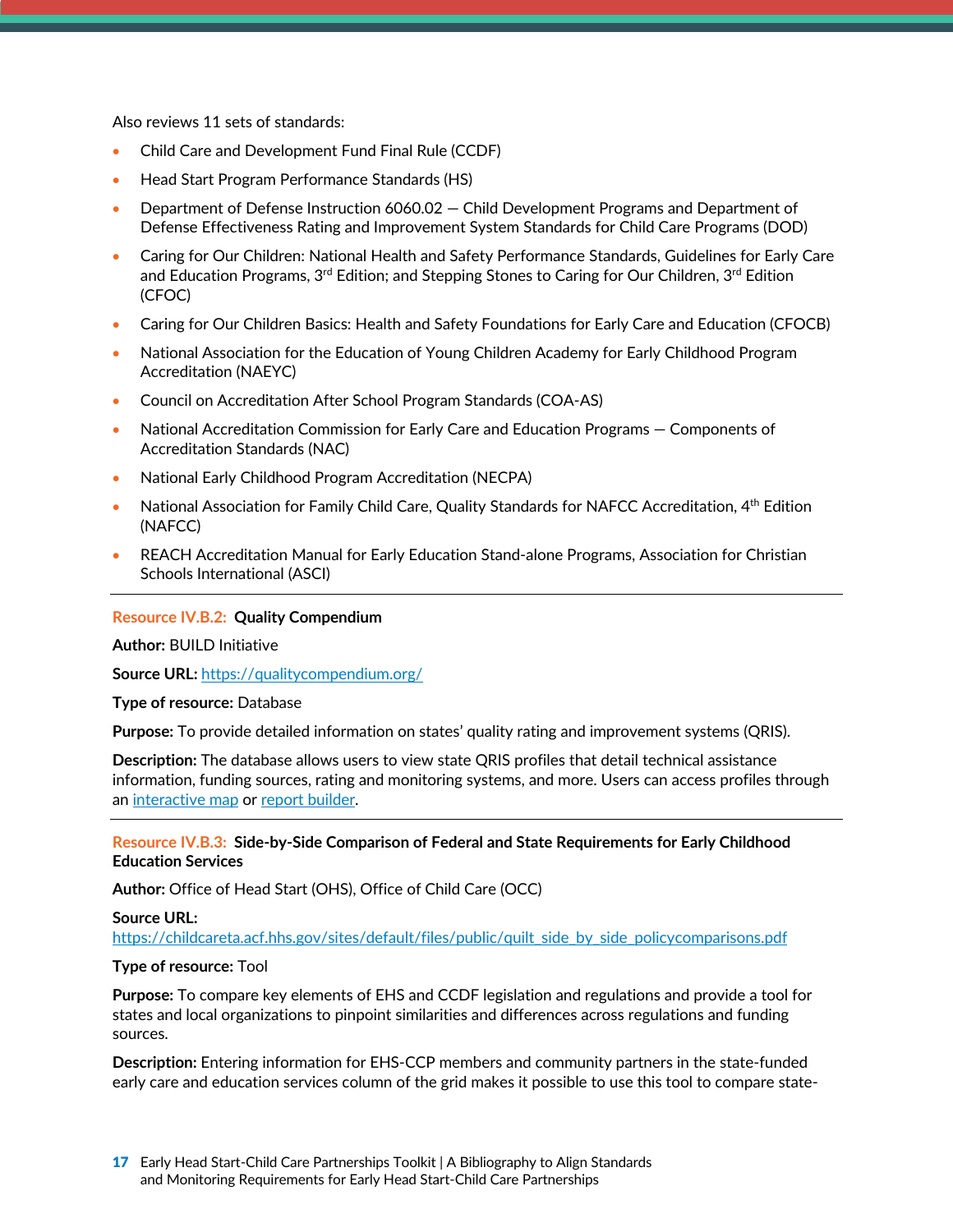Also reviews 11 sets of standards:

- Child Care and Development Fund Final Rule (CCDF)
- Head Start Program Performance Standards (HS)
- Department of Defense Instruction 6060.02 — Child Development Programs and Department of Defense Effectiveness Rating and Improvement System Standards for Child Care Programs (DOD)
- Caring for Our Children: National Health and Safety Performance Standards, Guidelines for Early Care and Education Programs, 3rd Edition; and Stepping Stones to Caring for Our Children, 3rd Edition (CFOC)
- Caring for Our Children Basics: Health and Safety Foundations for Early Care and Education (CFOCB)
- National Association for the Education of Young Children Academy for Early Childhood Program Accreditation (NAEYC)
- Council on Accreditation After School Program Standards (COA-AS)
- National Accreditation Commission for Early Care and Education Programs — Components of Accreditation Standards (NAC)
- National Early Childhood Program Accreditation (NECPA)
- National Association for Family Child Care, Quality Standards for NAFCC Accreditation, 4th Edition (NAFCC)
- REACH Accreditation Manual for Early Education Stand-alone Programs, Association for Christian Schools International (ASCI)

---

**Resource IV.B.2: Quality Compendium**

**Author:** BUILD Initiative

**Source URL:** [https://qualitycompendium.org/](https://qualitycompendium.org/)

**Type of resource:** Database

**Purpose:** To provide detailed information on states' quality rating and improvement systems (QRIS).

**Description:** The database allows users to view state QRIS profiles that detail technical assistance information, funding sources, rating and monitoring systems, and more. Users can access profiles through an interactive map or report builder.

---

**Resource IV.B.3: Side-by-Side Comparison of Federal and State Requirements for Early Childhood Education Services**

**Author:** Office of Head Start (OHS), Office of Child Care (OCC)

**Source URL:**
[https://childcareta.acf.hhs.gov/sites/default/files/public/quilt_side_by_side_policycomparisons.pdf](https://childcareta.acf.hhs.gov/sites/default/files/public/quilt_side_by_side_policycomparisons.pdf)

**Type of resource:** Tool

**Purpose:** To compare key elements of EHS and CCDF legislation and regulations and provide a tool for states and local organizations to pinpoint similarities and differences across regulations and funding sources.

**Description:** Entering information for EHS-CCP members and community partners in the state-funded early care and education services column of the grid makes it possible to use this tool to compare state-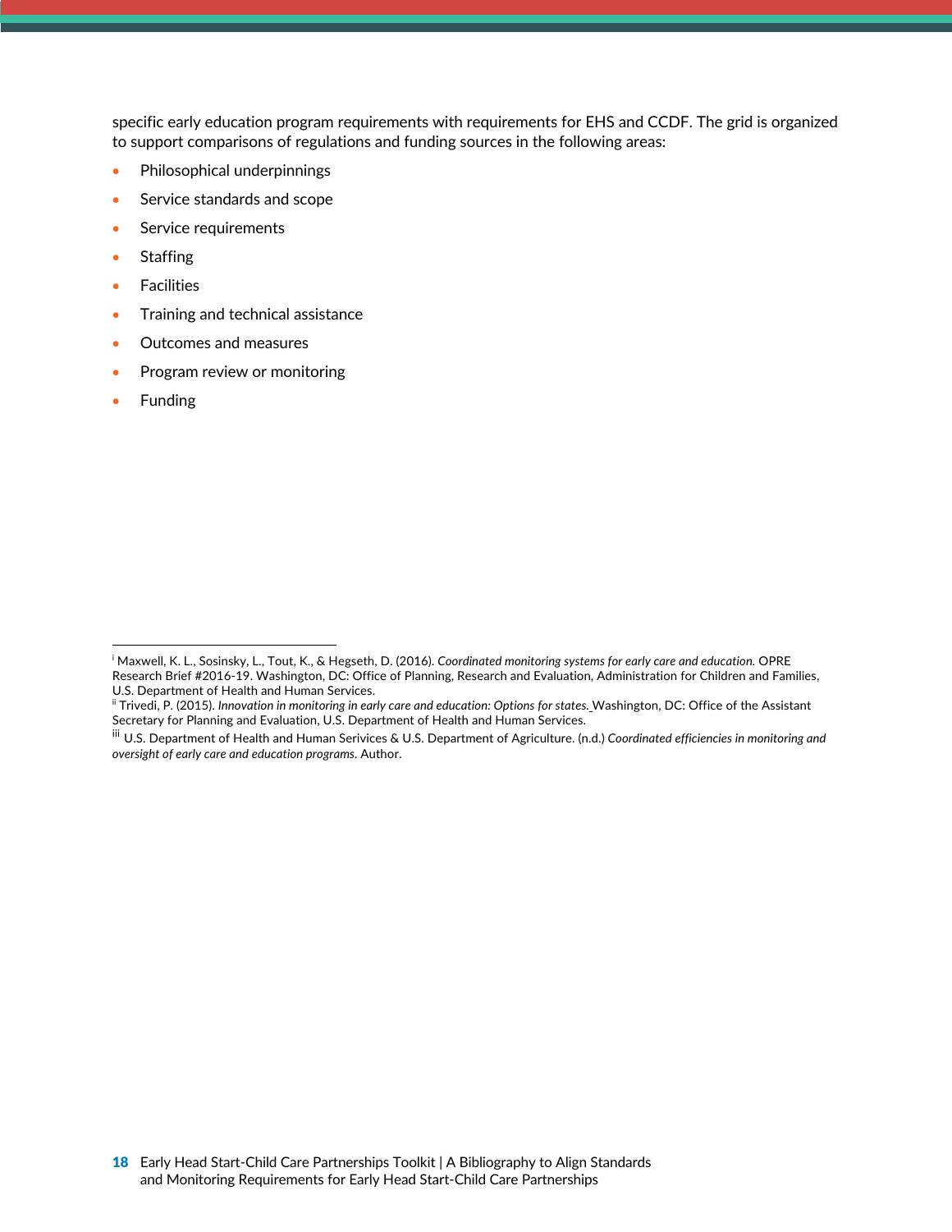specific early education program requirements with requirements for EHS and CCDF. The grid is organized to support comparisons of regulations and funding sources in the following areas:

- Philosophical underpinnings
- Service standards and scope
- Service requirements
- Staffing
- Facilities
- Training and technical assistance
- Outcomes and measures
- Program review or monitoring
- Funding

---

[i] Maxwell, K. L., Sosinsky, L., Tout, K., & Hegseth, D. (2016). *Coordinated monitoring systems for early care and education.* OPRE Research Brief #2016-19. Washington, DC: Office of Planning, Research and Evaluation, Administration for Children and Families, U.S. Department of Health and Human Services.

[ii] Trivedi, P. (2015). *Innovation in monitoring in early care and education: Options for states.* Washington, DC: Office of the Assistant Secretary for Planning and Evaluation, U.S. Department of Health and Human Services.

[iii] U.S. Department of Health and Human Serivices & U.S. Department of Agriculture. (n.d.) *Coordinated efficiencies in monitoring and oversight of early care and education programs.* Author.